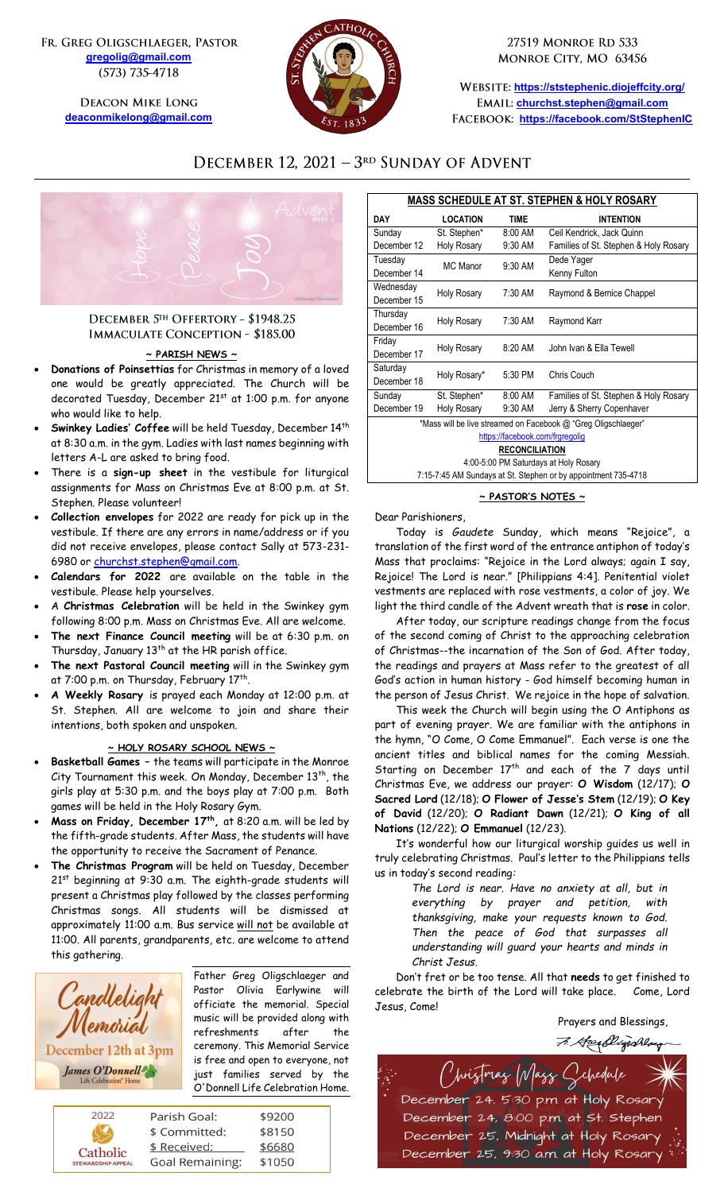Fr. Greg Oligschlaeger, Pastor
gregolig@gmail.com
(573) 735-4718

Deacon Mike Long
deaconmikelong@gmail.com

27519 Monroe Rd 533
Monroe City, MO 63456

Website: https://ststephenic.diojeffcity.org/
Email: churchst.stephen@gmail.com
Facebook: https://facebook.com/StStephenIC

# December 12, 2021 – 3rd Sunday of Advent

## December 5th Offertory - $1948.25
## Immaculate Conception - $185.00

### ~ PARISH NEWS ~

- **Donations of Poinsettias** for Christmas in memory of a loved one would be greatly appreciated. The Church will be decorated Tuesday, December 21st at 1:00 p.m. for anyone who would like to help.
- **Swinkey Ladies' Coffee** will be held Tuesday, December 14th at 8:30 a.m. in the gym. Ladies with last names beginning with letters A-L are asked to bring food.
- There is a **sign-up sheet** in the vestibule for liturgical assignments for Mass on Christmas Eve at 8:00 p.m. at St. Stephen. Please volunteer!
- **Collection envelopes** for 2022 are ready for pick up in the vestibule. If there are any errors in name/address or if you did not receive envelopes, please contact Sally at 573-231-6980 or churchst.stephen@gmail.com.
- **Calendars for 2022** are available on the table in the vestibule. Please help yourselves.
- A **Christmas Celebration** will be held in the Swinkey gym following 8:00 p.m. Mass on Christmas Eve. All are welcome.
- **The next Finance Council meeting** will be at 6:30 p.m. on Thursday, January 13th at the HR parish office.
- **The next Pastoral Council meeting** will in the Swinkey gym at 7:00 p.m. on Thursday, February 17th.
- **A Weekly Rosary** is prayed each Monday at 12:00 p.m. at St. Stephen. All are welcome to join and share their intentions, both spoken and unspoken.

### ~ HOLY ROSARY SCHOOL NEWS ~

- **Basketball Games** – the teams will participate in the Monroe City Tournament this week. On Monday, December 13th, the girls play at 5:30 p.m. and the boys play at 7:00 p.m. Both games will be held in the Holy Rosary Gym.
- **Mass on Friday, December 17th,** at 8:20 a.m. will be led by the fifth-grade students. After Mass, the students will have the opportunity to receive the Sacrament of Penance.
- **The Christmas Program** will be held on Tuesday, December 21st beginning at 9:30 a.m. The eighth-grade students will present a Christmas play followed by the classes performing Christmas songs. All students will be dismissed at approximately 11:00 a.m. Bus service will not be available at 11:00. All parents, grandparents, etc. are welcome to attend this gathering.

**Candlelight Memorial**
December 12th at 3pm
James O'Donnell Life Celebration Home

Father Greg Oligschlaeger and Pastor Olivia Earlywine will officiate the memorial. Special music will be provided along with refreshments after the ceremony. This Memorial Service is free and open to everyone, not just families served by the O'Donnell Life Celebration Home.

2022 Catholic Stewardship Appeal

| | |
|---|---|
| Parish Goal: | $9200 |
| $ Committed: | $8150 |
| $ Received: | $6680 |
| Goal Remaining: | $1050 |

**MASS SCHEDULE AT ST. STEPHEN & HOLY ROSARY**

| DAY | LOCATION | TIME | INTENTION |
|---|---|---|---|
| Sunday December 12 | St. Stephen* | 8:00 AM | Ceil Kendrick, Jack Quinn |
| | Holy Rosary | 9:30 AM | Families of St. Stephen & Holy Rosary |
| Tuesday December 14 | MC Manor | 9:30 AM | Dede Yager<br>Kenny Fulton |
| Wednesday December 15 | Holy Rosary | 7:30 AM | Raymond & Bernice Chappel |
| Thursday December 16 | Holy Rosary | 7:30 AM | Raymond Karr |
| Friday December 17 | Holy Rosary | 8:20 AM | John Ivan & Ella Tewell |
| Saturday December 18 | Holy Rosary* | 5:30 PM | Chris Couch |
| Sunday December 19 | St. Stephen* | 8:00 AM | Families of St. Stephen & Holy Rosary |
| | Holy Rosary | 9:30 AM | Jerry & Sherry Copenhaver |

*Mass will be live streamed on Facebook @ "Greg Oligschlaeger"
https://facebook.com/frgregolig

**RECONCILIATION**
4:00-5:00 PM Saturdays at Holy Rosary
7:15-7:45 AM Sundays at St. Stephen or by appointment 735-4718

### ~ PASTOR'S NOTES ~

Dear Parishioners,

Today is *Gaudete* Sunday, which means "Rejoice", a translation of the first word of the entrance antiphon of today's Mass that proclaims: "Rejoice in the Lord always; again I say, Rejoice! The Lord is near." [Philippians 4:4]. Penitential violet vestments are replaced with rose vestments, a color of joy. We light the third candle of the Advent wreath that is **rose** in color.

After today, our scripture readings change from the focus of the second coming of Christ to the approaching celebration of Christmas--the incarnation of the Son of God. After today, the readings and prayers at Mass refer to the greatest of all God's action in human history - God himself becoming human in the person of Jesus Christ. We rejoice in the hope of salvation.

This week the Church will begin using the O Antiphons as part of evening prayer. We are familiar with the antiphons in the hymn, "O Come, O Come Emmanuel". Each verse is one the ancient titles and biblical names for the coming Messiah. Starting on December 17th and each of the 7 days until Christmas Eve, we address our prayer: **O Wisdom** (12/17); **O Sacred Lord** (12/18); **O Flower of Jesse's Stem** (12/19); **O Key of David** (12/20); **O Radiant Dawn** (12/21); **O King of all Nations** (12/22); **O Emmanuel** (12/23).

It's wonderful how our liturgical worship guides us well in truly celebrating Christmas. Paul's letter to the Philippians tells us in today's second reading:

> *The Lord is near. Have no anxiety at all, but in everything by prayer and petition, with thanksgiving, make your requests known to God. Then the peace of God that surpasses all understanding will guard your hearts and minds in Christ Jesus.*

Don't fret or be too tense. All that **needs** to get finished to celebrate the birth of the Lord will take place. Come, Lord Jesus, Come!

Prayers and Blessings,

Fr. Greg Oligschlaeger

**Christmas Mass Schedule**

December 24, 5:30 pm at Holy Rosary
December 24, 8:00 pm at St. Stephen
December 25, Midnight at Holy Rosary
December 25, 9:30 am at Holy Rosary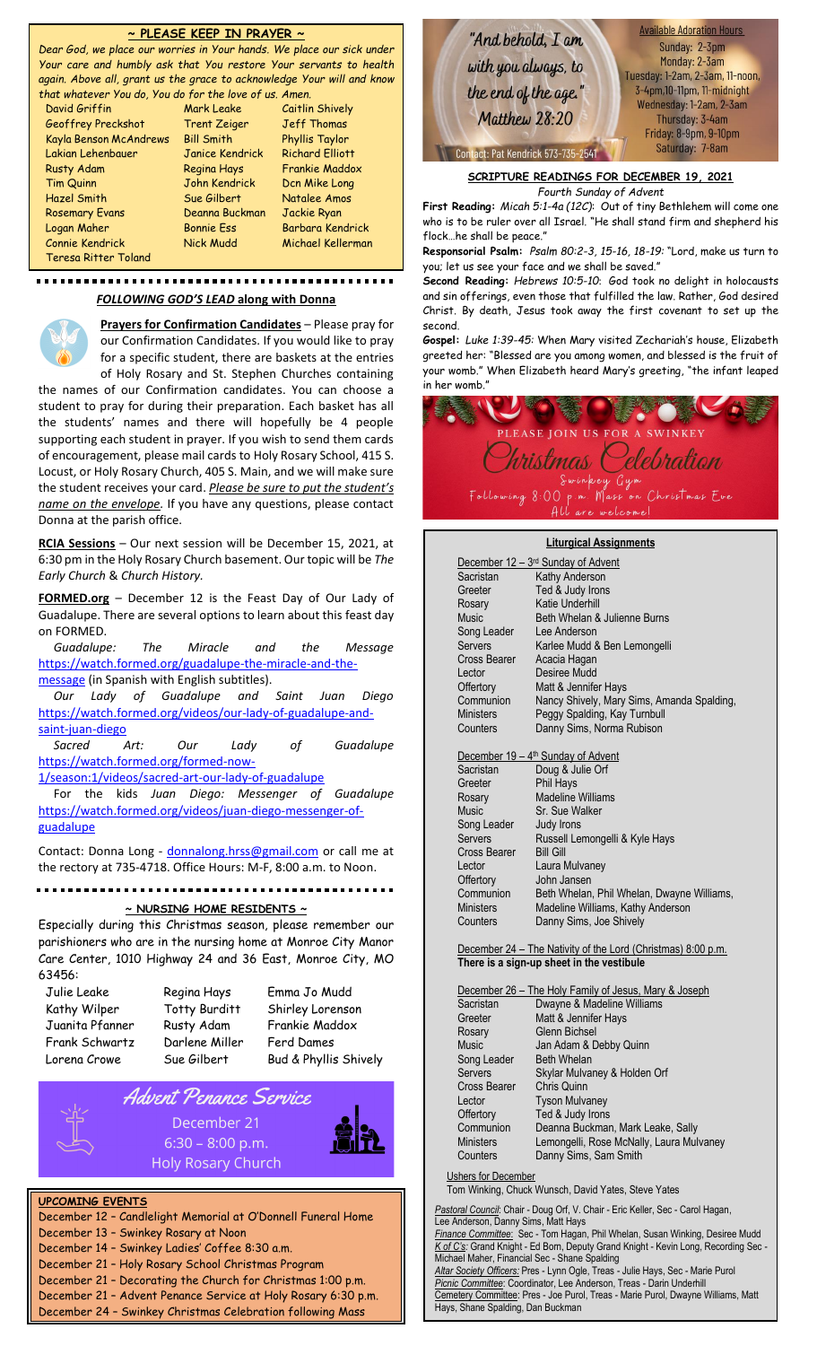## ~ PLEASE KEEP IN PRAYER ~

*Dear God, we place our worries in Your hands. We place our sick under Your care and humbly ask that You restore Your servants to health again. Above all, grant us the grace to acknowledge Your will and know that whatever You do, You do for the love of us. Amen.*

| | | |
|---|---|---|
| David Griffin | Mark Leake | Caitlin Shively |
| Geoffrey Preckshot | Trent Zeiger | Jeff Thomas |
| Kayla Benson McAndrews | Bill Smith | Phyllis Taylor |
| Lakian Lehenbauer | Janice Kendrick | Richard Elliott |
| Rusty Adam | Regina Hays | Frankie Maddox |
| Tim Quinn | John Kendrick | Dcn Mike Long |
| Hazel Smith | Sue Gilbert | Natalee Amos |
| Rosemary Evans | Deanna Buckman | Jackie Ryan |
| Logan Maher | Bonnie Ess | Barbara Kendrick |
| Connie Kendrick | Nick Mudd | Michael Kellerman |
| Teresa Ritter Toland | | |

## *FOLLOWING GOD'S LEAD* along with Donna

**Prayers for Confirmation Candidates** – Please pray for our Confirmation Candidates. If you would like to pray for a specific student, there are baskets at the entries of Holy Rosary and St. Stephen Churches containing the names of our Confirmation candidates. You can choose a student to pray for during their preparation. Each basket has all the students' names and there will hopefully be 4 people supporting each student in prayer. If you wish to send them cards of encouragement, please mail cards to Holy Rosary School, 415 S. Locust, or Holy Rosary Church, 405 S. Main, and we will make sure the student receives your card. ***Please be sure to put the student's name on the envelope.*** If you have any questions, please contact Donna at the parish office.

**RCIA Sessions** – Our next session will be December 15, 2021, at 6:30 pm in the Holy Rosary Church basement. Our topic will be *The Early Church* & *Church History.*

**FORMED.org** – December 12 is the Feast Day of Our Lady of Guadalupe. There are several options to learn about this feast day on FORMED.

*Guadalupe: The Miracle and the Message* https://watch.formed.org/guadalupe-the-miracle-and-the-message (in Spanish with English subtitles).

*Our Lady of Guadalupe and Saint Juan Diego* https://watch.formed.org/videos/our-lady-of-guadalupe-and-saint-juan-diego

*Sacred Art: Our Lady of Guadalupe* https://watch.formed.org/formed-now-1/season:1/videos/sacred-art-our-lady-of-guadalupe

For the kids *Juan Diego: Messenger of Guadalupe* https://watch.formed.org/videos/juan-diego-messenger-of-guadalupe

Contact: Donna Long - donnalong.hrss@gmail.com or call me at the rectory at 735-4718. Office Hours: M-F, 8:00 a.m. to Noon.

## ~ NURSING HOME RESIDENTS ~

Especially during this Christmas season, please remember our parishioners who are in the nursing home at Monroe City Manor Care Center, 1010 Highway 24 and 36 East, Monroe City, MO 63456:

| | | |
|---|---|---|
| Julie Leake | Regina Hays | Emma Jo Mudd |
| Kathy Wilper | Totty Burditt | Shirley Lorenson |
| Juanita Pfanner | Rusty Adam | Frankie Maddox |
| Frank Schwartz | Darlene Miller | Ferd Dames |
| Lorena Crowe | Sue Gilbert | Bud & Phyllis Shively |

## *Advent Penance Service*

December 21
6:30 – 8:00 p.m.
Holy Rosary Church

## UPCOMING EVENTS

- December 12 – Candlelight Memorial at O'Donnell Funeral Home
- December 13 – Swinkey Rosary at Noon
- December 14 – Swinkey Ladies' Coffee 8:30 a.m.
- December 21 – Holy Rosary School Christmas Program
- December 21 – Decorating the Church for Christmas 1:00 p.m.
- December 21 – Advent Penance Service at Holy Rosary 6:30 p.m.
- December 24 – Swinkey Christmas Celebration following Mass

*"And behold, I am with you always, to the end of the age." Matthew 28:20*

Contact: Pat Kendrick 573-735-2541

**Available Adoration Hours**
Sunday: 2-3pm
Monday: 2-3am
Tuesday: 1-2am, 2-3am, 11-noon, 3-4pm,10-11pm, 11-midnight
Wednesday: 1-2am, 2-3am
Thursday: 3-4am
Friday: 8-9pm, 9-10pm
Saturday: 7-8am

## SCRIPTURE READINGS FOR DECEMBER 19, 2021

*Fourth Sunday of Advent*

**First Reading:** *Micah 5:1-4a (12C)*: Out of tiny Bethlehem will come one who is to be ruler over all Israel. "He shall stand firm and shepherd his flock…he shall be peace."

**Responsorial Psalm:** *Psalm 80:2-3, 15-16, 18-19:* "Lord, make us turn to you; let us see your face and we shall be saved."

**Second Reading:** *Hebrews 10:5-10*: God took no delight in holocausts and sin offerings, even those that fulfilled the law. Rather, God desired Christ. By death, Jesus took away the first covenant to set up the second.

**Gospel:** *Luke 1:39-45:* When Mary visited Zechariah's house, Elizabeth greeted her: "Blessed are you among women, and blessed is the fruit of your womb." When Elizabeth heard Mary's greeting, "the infant leaped in her womb."

PLEASE JOIN US FOR A SWINKEY
*Christmas Celebration*
Swinkey Gym
Following 8:00 p.m. Mass on Christmas Eve
All are welcome!

## Liturgical Assignments

**December 12 – 3rd Sunday of Advent**

| | |
|---|---|
| Sacristan | Kathy Anderson |
| Greeter | Ted & Judy Irons |
| Rosary | Katie Underhill |
| Music | Beth Whelan & Julienne Burns |
| Song Leader | Lee Anderson |
| Servers | Karlee Mudd & Ben Lemongelli |
| Cross Bearer | Acacia Hagan |
| Lector | Desiree Mudd |
| Offertory | Matt & Jennifer Hays |
| Communion Ministers | Nancy Shively, Mary Sims, Amanda Spalding, Peggy Spalding, Kay Turnbull |
| Counters | Danny Sims, Norma Rubison |

**December 19 – 4th Sunday of Advent**

| | |
|---|---|
| Sacristan | Doug & Julie Orf |
| Greeter | Phil Hays |
| Rosary | Madeline Williams |
| Music | Sr. Sue Walker |
| Song Leader | Judy Irons |
| Servers | Russell Lemongelli & Kyle Hays |
| Cross Bearer | Bill Gill |
| Lector | Laura Mulvaney |
| Offertory | John Jansen |
| Communion Ministers | Beth Whelan, Phil Whelan, Dwayne Williams, Madeline Williams, Kathy Anderson |
| Counters | Danny Sims, Joe Shively |

**December 24 – The Nativity of the Lord (Christmas) 8:00 p.m.**
**There is a sign-up sheet in the vestibule**

**December 26 – The Holy Family of Jesus, Mary & Joseph**

| | |
|---|---|
| Sacristan | Dwayne & Madeline Williams |
| Greeter | Matt & Jennifer Hays |
| Rosary | Glenn Bichsel |
| Music | Jan Adam & Debby Quinn |
| Song Leader | Beth Whelan |
| Servers | Skylar Mulvaney & Holden Orf |
| Cross Bearer | Chris Quinn |
| Lector | Tyson Mulvaney |
| Offertory | Ted & Judy Irons |
| Communion Ministers | Deanna Buckman, Mark Leake, Sally Lemongelli, Rose McNally, Laura Mulvaney |
| Counters | Danny Sims, Sam Smith |

Ushers for December
Tom Winking, Chuck Wunsch, David Yates, Steve Yates

*Pastoral Council*: Chair - Doug Orf, V. Chair - Eric Keller, Sec - Carol Hagan, Lee Anderson, Danny Sims, Matt Hays
*Finance Committee*: Sec - Tom Hagan, Phil Whelan, Susan Winking, Desiree Mudd
*K of C's*: Grand Knight - Ed Bom, Deputy Grand Knight - Kevin Long, Recording Sec - Michael Maher, Financial Sec - Shane Spalding
*Altar Society Officers:* Pres - Lynn Ogle, Treas - Julie Hays, Sec - Marie Purol
*Picnic Committee*: Coordinator, Lee Anderson, Treas - Darin Underhill
Cemetery Committee: Pres - Joe Purol, Treas - Marie Purol, Dwayne Williams, Matt Hays, Shane Spalding, Dan Buckman